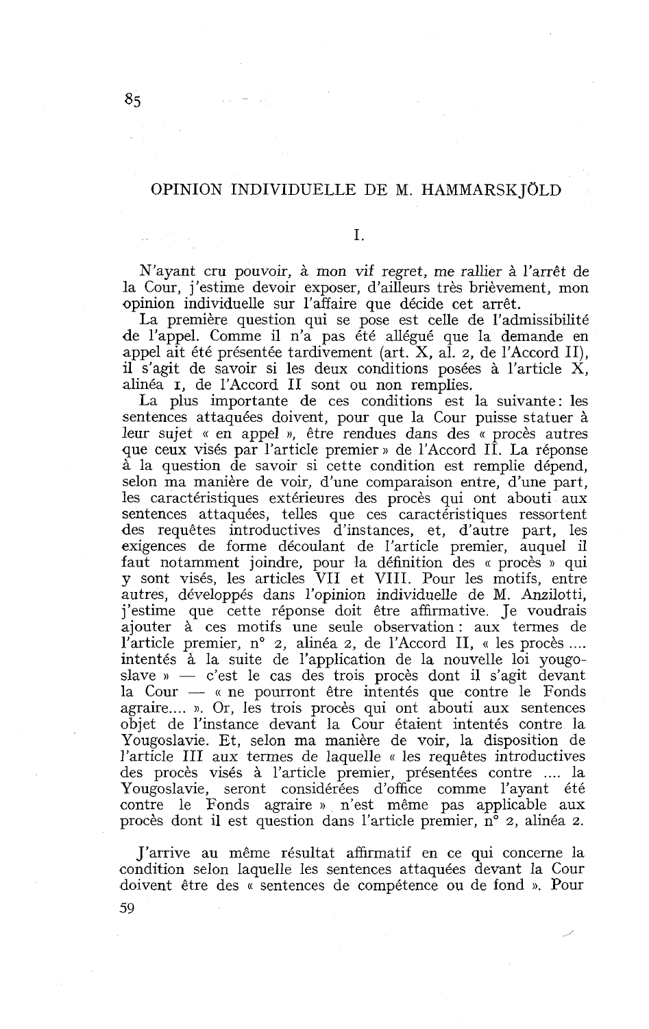# OPINION INDIVIDUELLE DE M. HAMMARSKJÖLD

## I.

N'ayant cru pouvoir, à mon vif regret, me rallier à l'arrêt de la Cour, j'estime devoir exposer, d'ailleurs très brièvement, mon opinion individuelle sur l'affaire que décide cet arrêt.

La première question qui se pose est celle de l'admissibilité de l'appel. Comme il n'a pas été allégué que la demande en appel ait été présentée tardivement (art. X, al. 2, de l'Accord II), il s'agit de savoir si les deux conditions posées à l'article X, alinéa 1, de l'Accord II sont ou non remplies.

La plus importante de ces conditions est la suivante : les sentences attaquées doivent, pour que la Cour puisse statuer à leur sujet « en appel », être rendues dans des « procès autres que ceux visés par l'article premier » de l'Accord II. La réponse à la question de savoir si cette condition est remplie dépend, selon ma manière de voir, d'une comparaison entre, d'une part, les caractéristiques extérieures des procès qui ont abouti aux sentences attaquées, telles que ces caractéristiques ressortent des requêtes introductives d'instances, et, d'autre part, les exigences de forme découlant de l'article premier, auquel il faut notamment joindre, pour la définition des « procès » qui y sont visés, les articles VII et VIII. Pour les motifs, entre autres, développés dans l'opinion individuelle de M. Anzilotti, j'estime que cette réponse doit être affirmative. Je voudrais ajouter à ces motifs une seule observation : aux termes de l'article premier, n° 2, alinéa 2, de l'Accord II, « les procès .... intentés à la suite de l'application de la nouvelle loi yougoslave » — c'est le cas des trois procès dont il s'agit devant la Cour — « ne pourront être intentés que contre le Fonds agraire.... ». Or, les trois procès qui ont abouti aux sentences objet de l'instance devant la Cour étaient intentés contre la Yougoslavie. Et, selon ma manière de voir, la disposition de l'article III aux termes de laquelle « les requêtes introductives des procès visés à l'article premier, présentées contre .... la Yougoslavie, seront considérées d'office comme l'ayant été contre le Fonds agraire » n'est même pas applicable aux procès dont il est question dans l'article premier, n° 2, alinéa 2.

J'arrive au même résultat affirmatif en ce qui concerne la condition selon laquelle les sentences attaquées devant la Cour doivent être des « sentences de compétence ou de fond ». Pour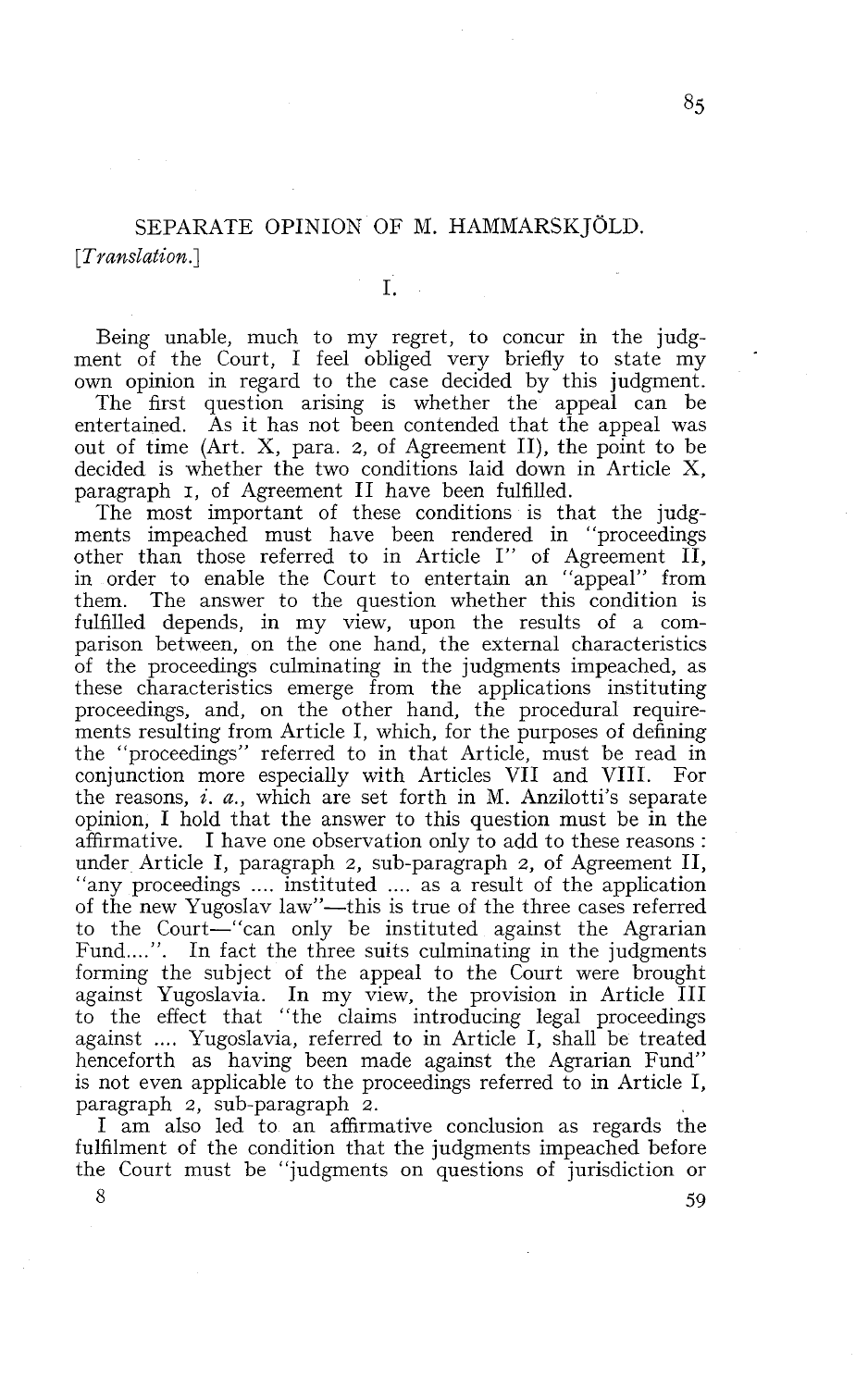## SEPARATE OPINION OF M. HAMMARSKJÖLD.

*[Translation.]*

### I.

Being unable, much to my regret, to concur in the judgment of the Court, I feel obliged very briefly to state my own opinion in regard to the case decided by this judgment.

The first question arising is whether the appeal can be entertained. As it has not been contended that the appeal was out of time (Art. X, para. 2, of Agreement II), the point to be decided is whether the two conditions laid down in Article X, paragraph 1, of Agreement II have been fulfilled.

The most important of these conditions is that the judgments impeached must have been rendered in "proceedings other than those referred to in Article I" of Agreement II, in order to enable the Court to entertain an "appeal" from them. The answer to the question whether this condition is fulfilled depends, in my view, upon the results of a comparison between, on the one hand, the external characteristics of the proceedings culminating in the judgments impeached, as these characteristics emerge from the applications instituting proceedings, and, on the other hand, the procedural requirements resulting from Article I, which, for the purposes of defining the "proceedings" referred to in that Article, must be read in conjunction more especially with Articles VII and VIII. For the reasons, *i. a.*, which are set forth in M. Anzilotti's separate opinion, I hold that the answer to this question must be in the affirmative. I have one observation only to add to these reasons: under Article I, paragraph 2, sub-paragraph 2, of Agreement II, "any proceedings .... instituted .... as a result of the application of the new Yugoslav law"—this is true of the three cases referred to the Court—"can only be instituted against the Agrarian Fund....". In fact the three suits culminating in the judgments forming the subject of the appeal to the Court were brought against Yugoslavia. In my view, the provision in Article III to the effect that "the claims introducing legal proceedings against .... Yugoslavia, referred to in Article I, shall be treated henceforth as having been made against the Agrarian Fund" is not even applicable to the proceedings referred to in Article I, paragraph 2, sub-paragraph 2.

I am also led to an affirmative conclusion as regards the fulfilment of the condition that the judgments impeached before the Court must be "judgments on questions of jurisdiction or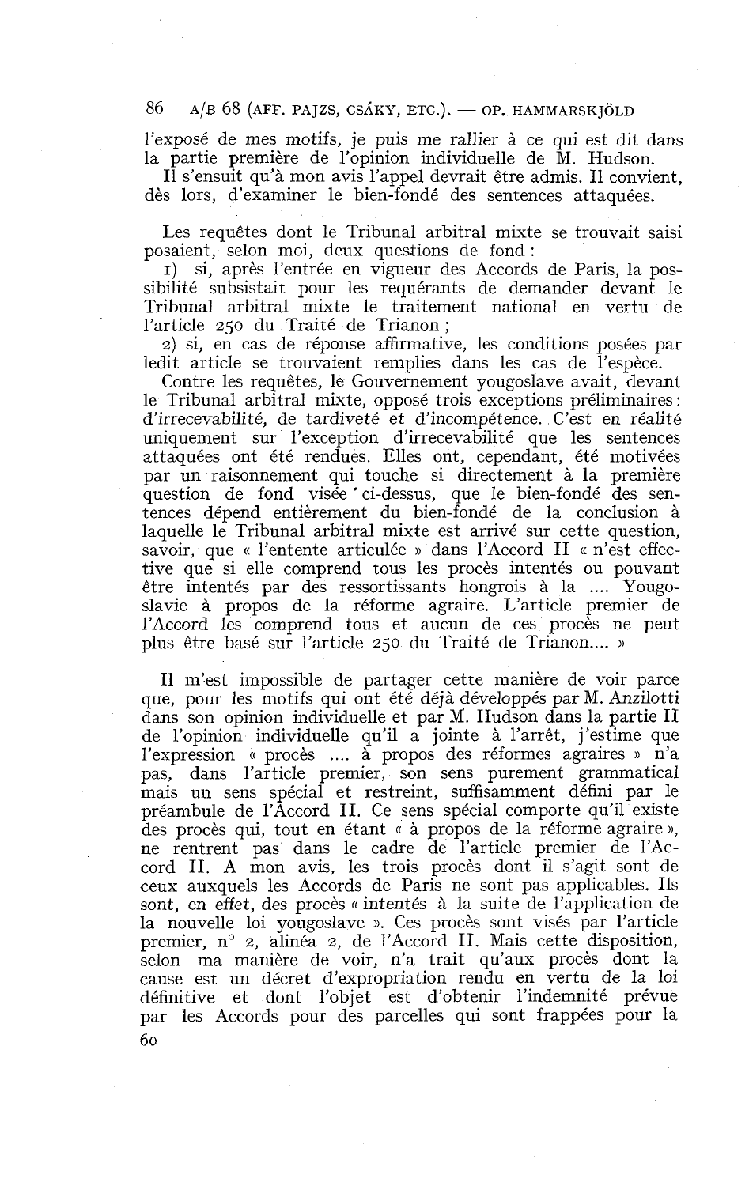l'exposé de mes motifs, je puis me rallier à ce qui est dit dans la partie première de l'opinion individuelle de M. Hudson.

Il s'ensuit qu'à mon avis l'appel devrait être admis. Il convient, dès lors, d'examiner le bien-fondé des sentences attaquées.

Les requêtes dont le Tribunal arbitral mixte se trouvait saisi posaient, selon moi, deux questions de fond :

1) si, après l'entrée en vigueur des Accords de Paris, la possibilité subsistait pour les requérants de demander devant le Tribunal arbitral mixte le traitement national en vertu de l'article 250 du Traité de Trianon ;

2) si, en cas de réponse affirmative, les conditions posées par ledit article se trouvaient remplies dans les cas de l'espèce.

Contre les requêtes, le Gouvernement yougoslave avait, devant le Tribunal arbitral mixte, opposé trois exceptions préliminaires : d'irrecevabilité, de tardiveté et d'incompétence. C'est en réalité uniquement sur l'exception d'irrecevabilité que les sentences attaquées ont été rendues. Elles ont, cependant, été motivées par un raisonnement qui touche si directement à la première question de fond visée ci-dessus, que le bien-fondé des sentences dépend entièrement du bien-fondé de la conclusion à laquelle le Tribunal arbitral mixte est arrivé sur cette question, savoir, que « l'entente articulée » dans l'Accord II « n'est effective que si elle comprend tous les procès intentés ou pouvant être intentés par des ressortissants hongrois à la .... Yougoslavie à propos de la réforme agraire. L'article premier de l'Accord les comprend tous et aucun de ces procès ne peut plus être basé sur l'article 250 du Traité de Trianon.... »

Il m'est impossible de partager cette manière de voir parce que, pour les motifs qui ont été déjà développés par M. Anzilotti dans son opinion individuelle et par M. Hudson dans la partie II de l'opinion individuelle qu'il a jointe à l'arrêt, j'estime que l'expression « procès .... à propos des réformes agraires » n'a pas, dans l'article premier, son sens purement grammatical mais un sens spécial et restreint, suffisamment défini par le préambule de l'Accord II. Ce sens spécial comporte qu'il existe des procès qui, tout en étant « à propos de la réforme agraire », ne rentrent pas dans le cadre de l'article premier de l'Accord II. A mon avis, les trois procès dont il s'agit sont de ceux auxquels les Accords de Paris ne sont pas applicables. Ils sont, en effet, des procès « intentés à la suite de l'application de la nouvelle loi yougoslave ». Ces procès sont visés par l'article premier, n° 2, alinéa 2, de l'Accord II. Mais cette disposition, selon ma manière de voir, n'a trait qu'aux procès dont la cause est un décret d'expropriation rendu en vertu de la loi définitive et dont l'objet est d'obtenir l'indemnité prévue par les Accords pour des parcelles qui sont frappées pour la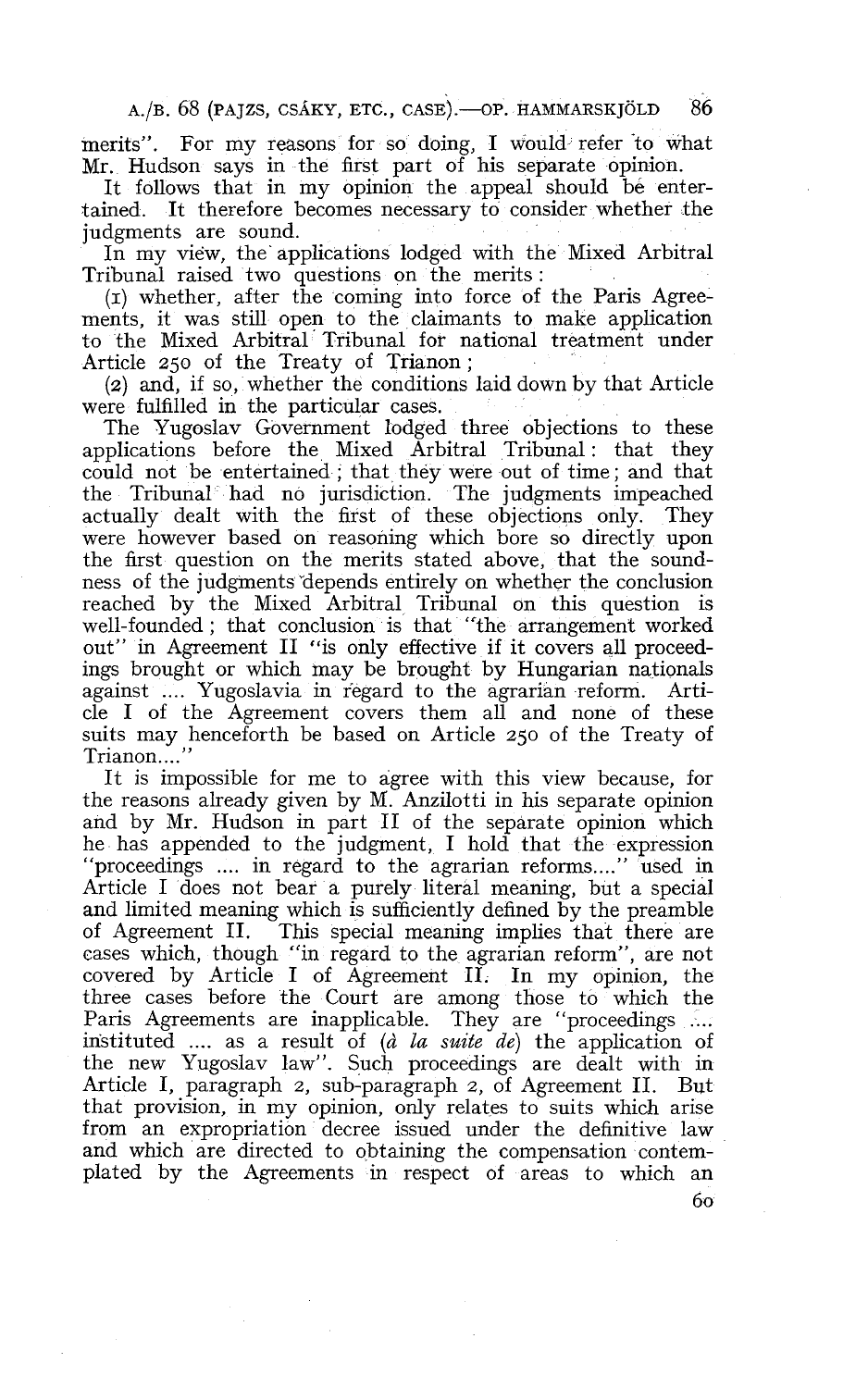merits". For my reasons for so doing, I would refer to what Mr. Hudson says in the first part of his separate opinion.

It follows that in my opinion the appeal should be entertained. It therefore becomes necessary to consider whether the judgments are sound.

In my view, the applications lodged with the Mixed Arbitral Tribunal raised two questions on the merits:

(1) whether, after the coming into force of the Paris Agreements, it was still open to the claimants to make application to the Mixed Arbitral Tribunal for national treatment under Article 250 of the Treaty of Trianon;

(2) and, if so, whether the conditions laid down by that Article were fulfilled in the particular cases.

The Yugoslav Government lodged three objections to these applications before the Mixed Arbitral Tribunal: that they could not be entertained; that they were out of time; and that the Tribunal had no jurisdiction. The judgments impeached actually dealt with the first of these objections only. They were however based on reasoning which bore so directly upon the first question on the merits stated above, that the soundness of the judgments depends entirely on whether the conclusion reached by the Mixed Arbitral Tribunal on this question is well-founded; that conclusion is that "the arrangement worked out" in Agreement II "is only effective if it covers all proceedings brought or which may be brought by Hungarian nationals against .... Yugoslavia in regard to the agrarian reform. Article I of the Agreement covers them all and none of these suits may henceforth be based on Article 250 of the Treaty of Trianon...."

It is impossible for me to agree with this view because, for the reasons already given by M. Anzilotti in his separate opinion and by Mr. Hudson in part II of the separate opinion which he has appended to the judgment, I hold that the expression "proceedings .... in regard to the agrarian reforms...." used in Article I does not bear a purely literal meaning, but a special and limited meaning which is sufficiently defined by the preamble of Agreement II. This special meaning implies that there are cases which, though "in regard to the agrarian reform", are not covered by Article I of Agreement II. In my opinion, the three cases before the Court are among those to which the Paris Agreements are inapplicable. They are "proceedings .... instituted .... as a result of (*à la suite de*) the application of the new Yugoslav law". Such proceedings are dealt with in Article I, paragraph 2, sub-paragraph 2, of Agreement II. But that provision, in my opinion, only relates to suits which arise from an expropriation decree issued under the definitive law and which are directed to obtaining the compensation contemplated by the Agreements in respect of areas to which an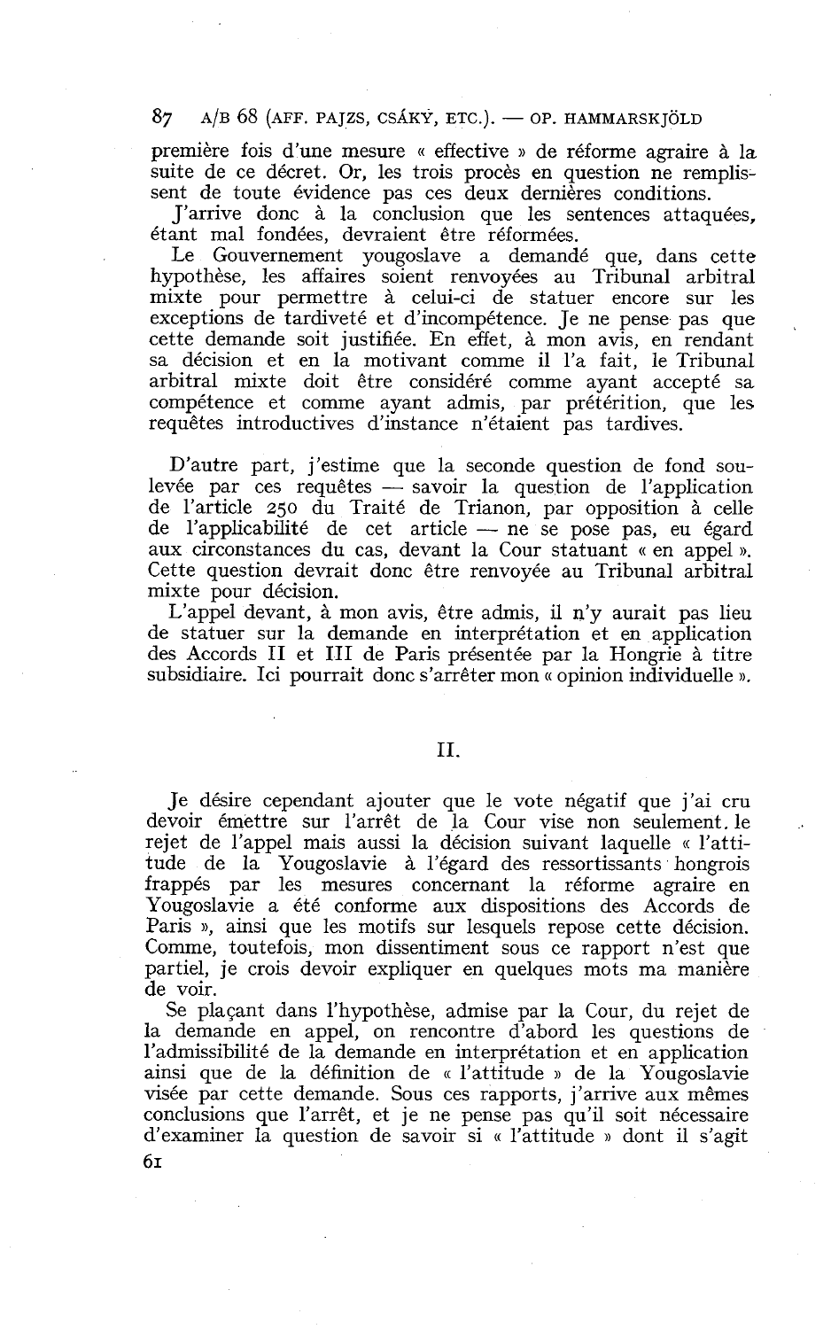première fois d'une mesure « effective » de réforme agraire à la suite de ce décret. Or, les trois procès en question ne remplissent de toute évidence pas ces deux dernières conditions.

J'arrive donc à la conclusion que les sentences attaquées, étant mal fondées, devraient être réformées.

Le Gouvernement yougoslave a demandé que, dans cette hypothèse, les affaires soient renvoyées au Tribunal arbitral mixte pour permettre à celui-ci de statuer encore sur les exceptions de tardiveté et d'incompétence. Je ne pense pas que cette demande soit justifiée. En effet, à mon avis, en rendant sa décision et en la motivant comme il l'a fait, le Tribunal arbitral mixte doit être considéré comme ayant accepté sa compétence et comme ayant admis, par prétérition, que les requêtes introductives d'instance n'étaient pas tardives.

D'autre part, j'estime que la seconde question de fond soulevée par ces requêtes — savoir la question de l'application de l'article 250 du Traité de Trianon, par opposition à celle de l'applicabilité de cet article — ne se pose pas, eu égard aux circonstances du cas, devant la Cour statuant « en appel ». Cette question devrait donc être renvoyée au Tribunal arbitral mixte pour décision.

L'appel devant, à mon avis, être admis, il n'y aurait pas lieu de statuer sur la demande en interprétation et en application des Accords II et III de Paris présentée par la Hongrie à titre subsidiaire. Ici pourrait donc s'arrêter mon « opinion individuelle ».

## II.

Je désire cependant ajouter que le vote négatif que j'ai cru devoir émettre sur l'arrêt de la Cour vise non seulement le rejet de l'appel mais aussi la décision suivant laquelle « l'attitude de la Yougoslavie à l'égard des ressortissants hongrois frappés par les mesures concernant la réforme agraire en Yougoslavie a été conforme aux dispositions des Accords de Paris », ainsi que les motifs sur lesquels repose cette décision. Comme, toutefois, mon dissentiment sous ce rapport n'est que partiel, je crois devoir expliquer en quelques mots ma manière de voir.

Se plaçant dans l'hypothèse, admise par la Cour, du rejet de la demande en appel, on rencontre d'abord les questions de l'admissibilité de la demande en interprétation et en application ainsi que de la définition de « l'attitude » de la Yougoslavie visée par cette demande. Sous ces rapports, j'arrive aux mêmes conclusions que l'arrêt, et je ne pense pas qu'il soit nécessaire d'examiner la question de savoir si « l'attitude » dont il s'agit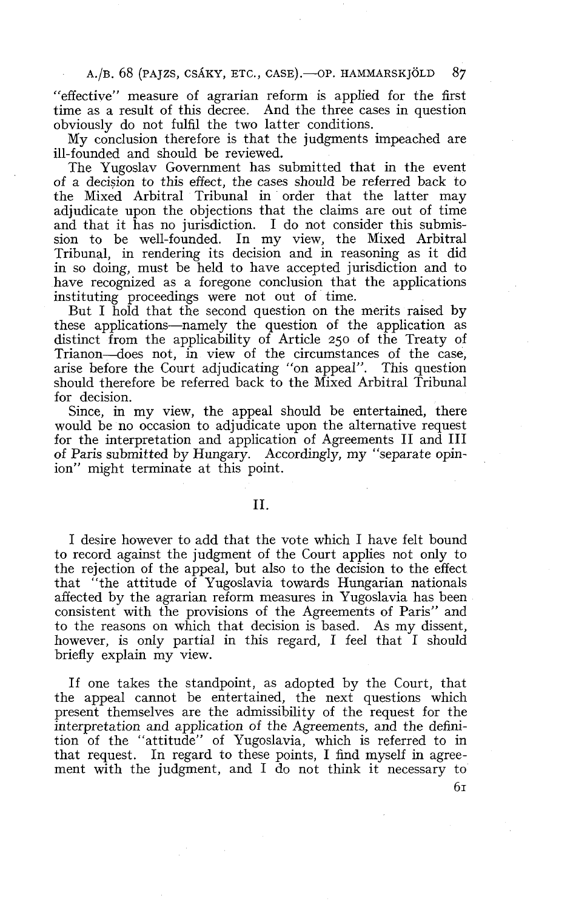"effective" measure of agrarian reform is applied for the first time as a result of this decree. And the three cases in question obviously do not fulfil the two latter conditions.

My conclusion therefore is that the judgments impeached are ill-founded and should be reviewed.

The Yugoslav Government has submitted that in the event of a decision to this effect, the cases should be referred back to the Mixed Arbitral Tribunal in order that the latter may adjudicate upon the objections that the claims are out of time and that it has no jurisdiction. I do not consider this submission to be well-founded. In my view, the Mixed Arbitral Tribunal, in rendering its decision and in reasoning as it did in so doing, must be held to have accepted jurisdiction and to have recognized as a foregone conclusion that the applications instituting proceedings were not out of time.

But I hold that the second question on the merits raised by these applications—namely the question of the application as distinct from the applicability of Article 250 of the Treaty of Trianon—does not, in view of the circumstances of the case, arise before the Court adjudicating "on appeal". This question should therefore be referred back to the Mixed Arbitral Tribunal for decision.

Since, in my view, the appeal should be entertained, there would be no occasion to adjudicate upon the alternative request for the interpretation and application of Agreements II and III of Paris submitted by Hungary. Accordingly, my "separate opinion" might terminate at this point.

## II.

I desire however to add that the vote which I have felt bound to record against the judgment of the Court applies not only to the rejection of the appeal, but also to the decision to the effect that "the attitude of Yugoslavia towards Hungarian nationals affected by the agrarian reform measures in Yugoslavia has been consistent with the provisions of the Agreements of Paris" and to the reasons on which that decision is based. As my dissent, however, is only partial in this regard, I feel that I should briefly explain my view.

If one takes the standpoint, as adopted by the Court, that the appeal cannot be entertained, the next questions which present themselves are the admissibility of the request for the interpretation and application of the Agreements, and the definition of the "attitude" of Yugoslavia, which is referred to in that request. In regard to these points, I find myself in agreement with the judgment, and I do not think it necessary to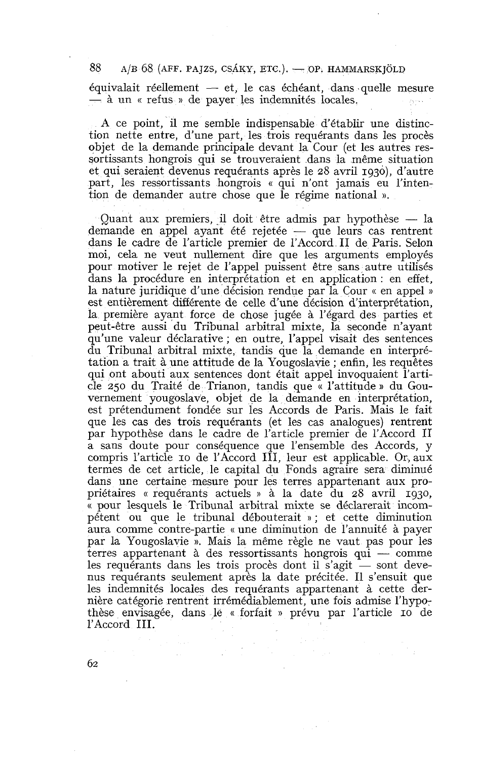équivalait réellement — et, le cas échéant, dans quelle mesure — à un « refus » de payer les indemnités locales.

A ce point, il me semble indispensable d'établir une distinction nette entre, d'une part, les trois requérants dans les procès objet de la demande principale devant la Cour (et les autres ressortissants hongrois qui se trouveraient dans la même situation et qui seraient devenus requérants après le 28 avril 1930), d'autre part, les ressortissants hongrois « qui n'ont jamais eu l'intention de demander autre chose que le régime national ».

Quant aux premiers, il doit être admis par hypothèse — la demande en appel ayant été rejetée — que leurs cas rentrent dans le cadre de l'article premier de l'Accord II de Paris. Selon moi, cela ne veut nullement dire que les arguments employés pour motiver le rejet de l'appel puissent être sans autre utilisés dans la procédure en interprétation et en application : en effet, la nature juridique d'une décision rendue par la Cour « en appel » est entièrement différente de celle d'une décision d'interprétation, la première ayant force de chose jugée à l'égard des parties et peut-être aussi du Tribunal arbitral mixte, la seconde n'ayant qu'une valeur déclarative ; en outre, l'appel visait des sentences du Tribunal arbitral mixte, tandis que la demande en interprétation a trait à une attitude de la Yougoslavie ; enfin, les requêtes qui ont abouti aux sentences dont était appel invoquaient l'article 250 du Traité de Trianon, tandis que « l'attitude » du Gouvernement yougoslave, objet de la demande en interprétation, est prétendument fondée sur les Accords de Paris. Mais le fait que les cas des trois requérants (et les cas analogues) rentrent par hypothèse dans le cadre de l'article premier de l'Accord II a sans doute pour conséquence que l'ensemble des Accords, y compris l'article 10 de l'Accord III, leur est applicable. Or, aux termes de cet article, le capital du Fonds agraire sera diminué dans une certaine mesure pour les terres appartenant aux propriétaires « requérants actuels » à la date du 28 avril 1930, « pour lesquels le Tribunal arbitral mixte se déclarerait incompétent ou que le tribunal débouterait » ; et cette diminution aura comme contre-partie « une diminution de l'annuité à payer par la Yougoslavie ». Mais la même règle ne vaut pas pour les terres appartenant à des ressortissants hongrois qui — comme les requérants dans les trois procès dont il s'agit — sont devenus requérants seulement après la date précitée. Il s'ensuit que les indemnités locales des requérants appartenant à cette dernière catégorie rentrent irrémédiablement, une fois admise l'hypothèse envisagée, dans le « forfait » prévu par l'article 10 de l'Accord III.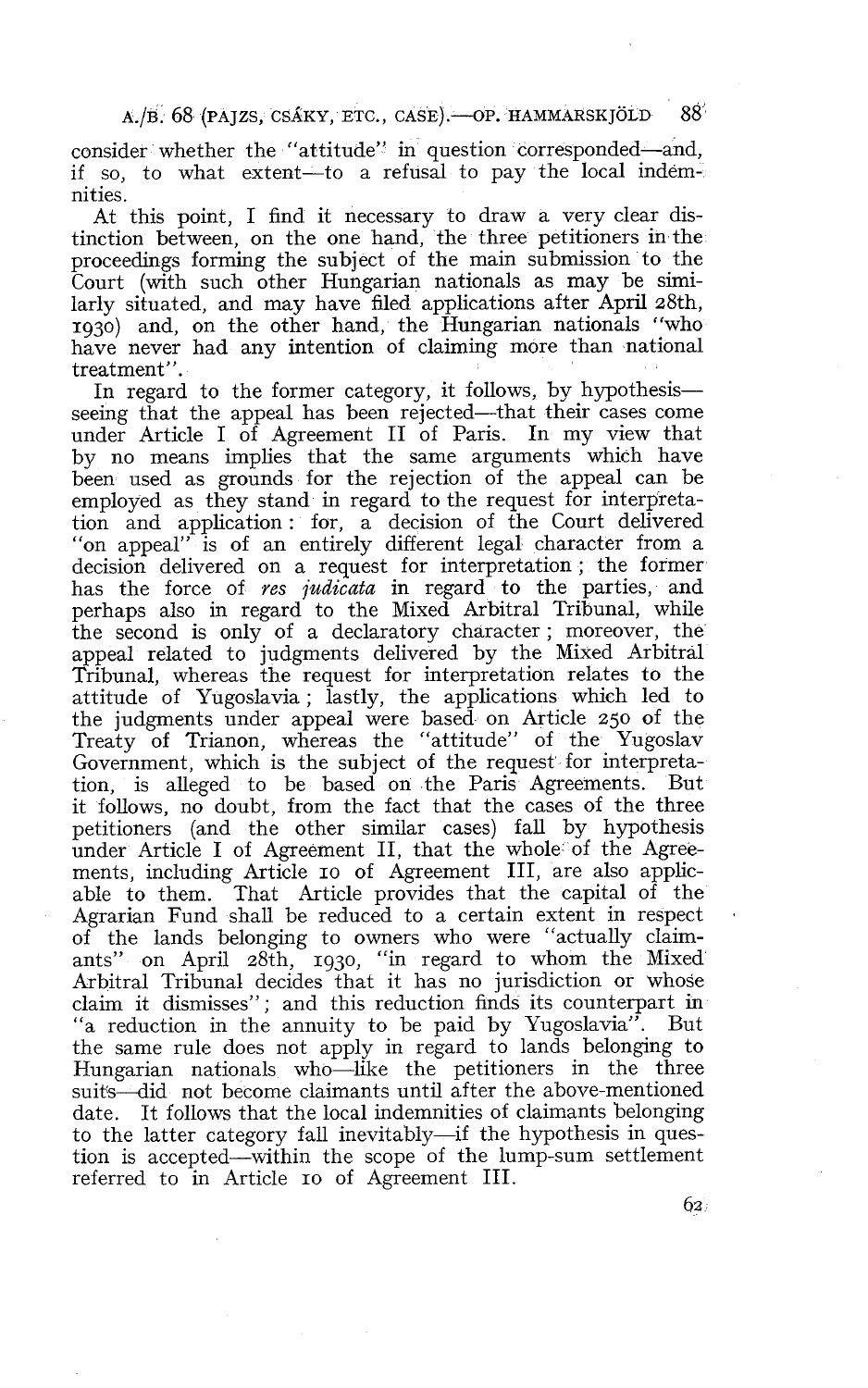consider whether the "attitude" in question corresponded—and, if so, to what extent—to a refusal to pay the local indemnities.

At this point, I find it necessary to draw a very clear distinction between, on the one hand, the three petitioners in the proceedings forming the subject of the main submission to the Court (with such other Hungarian nationals as may be similarly situated, and may have filed applications after April 28th, 1930) and, on the other hand, the Hungarian nationals "who have never had any intention of claiming more than national treatment".

In regard to the former category, it follows, by hypothesis—seeing that the appeal has been rejected—that their cases come under Article I of Agreement II of Paris. In my view that by no means implies that the same arguments which have been used as grounds for the rejection of the appeal can be employed as they stand in regard to the request for interpretation and application: for, a decision of the Court delivered "on appeal" is of an entirely different legal character from a decision delivered on a request for interpretation; the former has the force of *res judicata* in regard to the parties, and perhaps also in regard to the Mixed Arbitral Tribunal, while the second is only of a declaratory character; moreover, the appeal related to judgments delivered by the Mixed Arbitral Tribunal, whereas the request for interpretation relates to the attitude of Yugoslavia; lastly, the applications which led to the judgments under appeal were based on Article 250 of the Treaty of Trianon, whereas the "attitude" of the Yugoslav Government, which is the subject of the request for interpretation, is alleged to be based on the Paris Agreements. But it follows, no doubt, from the fact that the cases of the three petitioners (and the other similar cases) fall by hypothesis under Article I of Agreement II, that the whole of the Agreements, including Article 10 of Agreement III, are also applicable to them. That Article provides that the capital of the Agrarian Fund shall be reduced to a certain extent in respect of the lands belonging to owners who were "actually claimants" on April 28th, 1930, "in regard to whom the Mixed Arbitral Tribunal decides that it has no jurisdiction or whose claim it dismisses"; and this reduction finds its counterpart in "a reduction in the annuity to be paid by Yugoslavia". But the same rule does not apply in regard to lands belonging to Hungarian nationals who—like the petitioners in the three suits—did not become claimants until after the above-mentioned date. It follows that the local indemnities of claimants belonging to the latter category fall inevitably—if the hypothesis in question is accepted—within the scope of the lump-sum settlement referred to in Article 10 of Agreement III.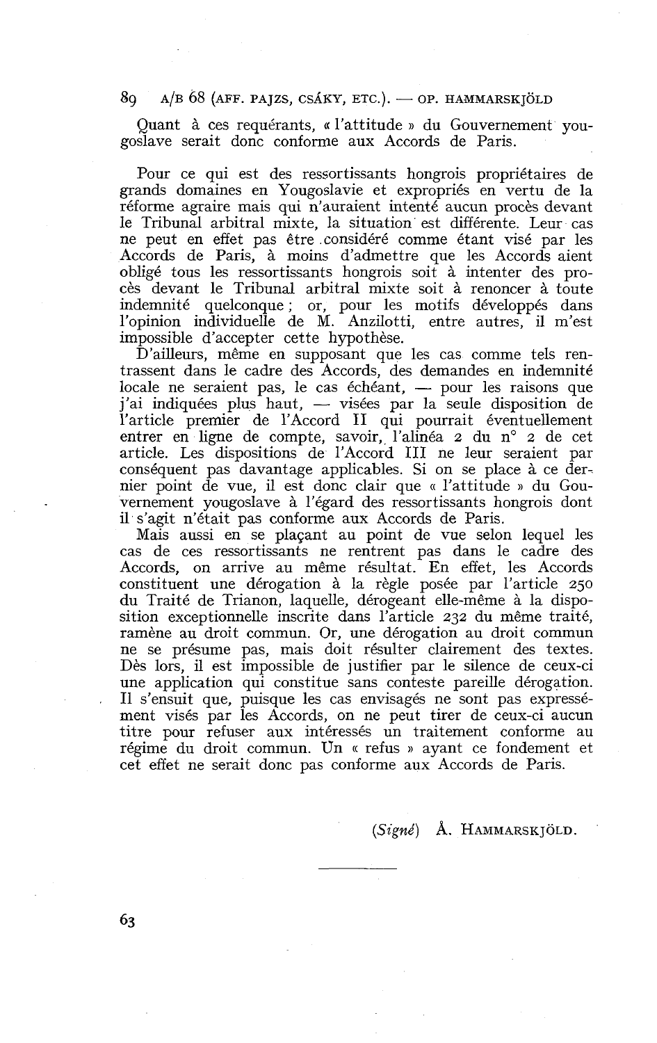Quant à ces requérants, « l'attitude » du Gouvernement yougoslave serait donc conforme aux Accords de Paris.

Pour ce qui est des ressortissants hongrois propriétaires de grands domaines en Yougoslavie et expropriés en vertu de la réforme agraire mais qui n'auraient intenté aucun procès devant le Tribunal arbitral mixte, la situation est différente. Leur cas ne peut en effet pas être considéré comme étant visé par les Accords de Paris, à moins d'admettre que les Accords aient obligé tous les ressortissants hongrois soit à intenter des procès devant le Tribunal arbitral mixte soit à renoncer à toute indemnité quelconque ; or, pour les motifs développés dans l'opinion individuelle de M. Anzilotti, entre autres, il m'est impossible d'accepter cette hypothèse.

D'ailleurs, même en supposant que les cas comme tels rentrassent dans le cadre des Accords, des demandes en indemnité locale ne seraient pas, le cas échéant, — pour les raisons que j'ai indiquées plus haut, — visées par la seule disposition de l'article premier de l'Accord II qui pourrait éventuellement entrer en ligne de compte, savoir, l'alinéa 2 du n° 2 de cet article. Les dispositions de l'Accord III ne leur seraient par conséquent pas davantage applicables. Si on se place à ce dernier point de vue, il est donc clair que « l'attitude » du Gouvernement yougoslave à l'égard des ressortissants hongrois dont il s'agit n'était pas conforme aux Accords de Paris.

Mais aussi en se plaçant au point de vue selon lequel les cas de ces ressortissants ne rentrent pas dans le cadre des Accords, on arrive au même résultat. En effet, les Accords constituent une dérogation à la règle posée par l'article 250 du Traité de Trianon, laquelle, dérogeant elle-même à la disposition exceptionnelle inscrite dans l'article 232 du même traité, ramène au droit commun. Or, une dérogation au droit commun ne se présume pas, mais doit résulter clairement des textes. Dès lors, il est impossible de justifier par le silence de ceux-ci une application qui constitue sans conteste pareille dérogation. Il s'ensuit que, puisque les cas envisagés ne sont pas expressément visés par les Accords, on ne peut tirer de ceux-ci aucun titre pour refuser aux intéressés un traitement conforme au régime du droit commun. Un « refus » ayant ce fondement et cet effet ne serait donc pas conforme aux Accords de Paris.

(*Signé*) Å. HAMMARSKJÖLD.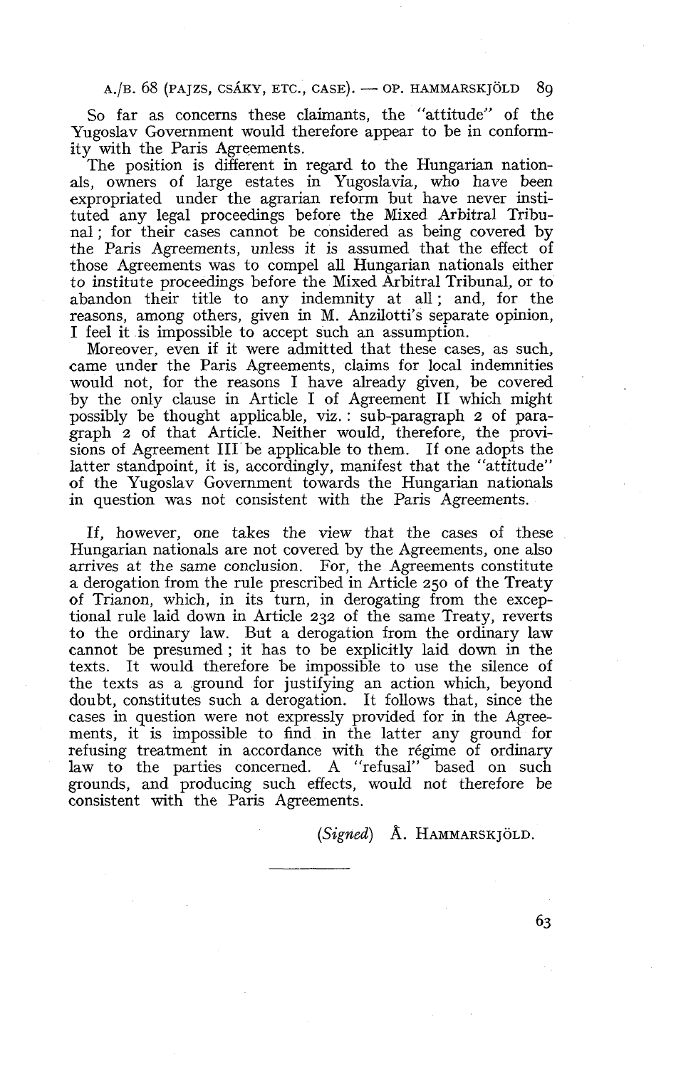So far as concerns these claimants, the "attitude" of the Yugoslav Government would therefore appear to be in conformity with the Paris Agreements.

The position is different in regard to the Hungarian nationals, owners of large estates in Yugoslavia, who have been expropriated under the agrarian reform but have never instituted any legal proceedings before the Mixed Arbitral Tribunal ; for their cases cannot be considered as being covered by the Paris Agreements, unless it is assumed that the effect of those Agreements was to compel all Hungarian nationals either to institute proceedings before the Mixed Arbitral Tribunal, or to abandon their title to any indemnity at all ; and, for the reasons, among others, given in M. Anzilotti's separate opinion, I feel it is impossible to accept such an assumption.

Moreover, even if it were admitted that these cases, as such, came under the Paris Agreements, claims for local indemnities would not, for the reasons I have already given, be covered by the only clause in Article I of Agreement II which might possibly be thought applicable, viz. : sub-paragraph 2 of paragraph 2 of that Article. Neither would, therefore, the provisions of Agreement III be applicable to them. If one adopts the latter standpoint, it is, accordingly, manifest that the "attitude" of the Yugoslav Government towards the Hungarian nationals in question was not consistent with the Paris Agreements.

If, however, one takes the view that the cases of these Hungarian nationals are not covered by the Agreements, one also arrives at the same conclusion. For, the Agreements constitute a derogation from the rule prescribed in Article 250 of the Treaty of Trianon, which, in its turn, in derogating from the exceptional rule laid down in Article 232 of the same Treaty, reverts to the ordinary law. But a derogation from the ordinary law cannot be presumed ; it has to be explicitly laid down in the texts. It would therefore be impossible to use the silence of the texts as a ground for justifying an action which, beyond doubt, constitutes such a derogation. It follows that, since the cases in question were not expressly provided for in the Agreements, it is impossible to find in the latter any ground for refusing treatment in accordance with the régime of ordinary law to the parties concerned. A "refusal" based on such grounds, and producing such effects, would not therefore be consistent with the Paris Agreements.

(*Signed*) Å. HAMMARSKJÖLD.